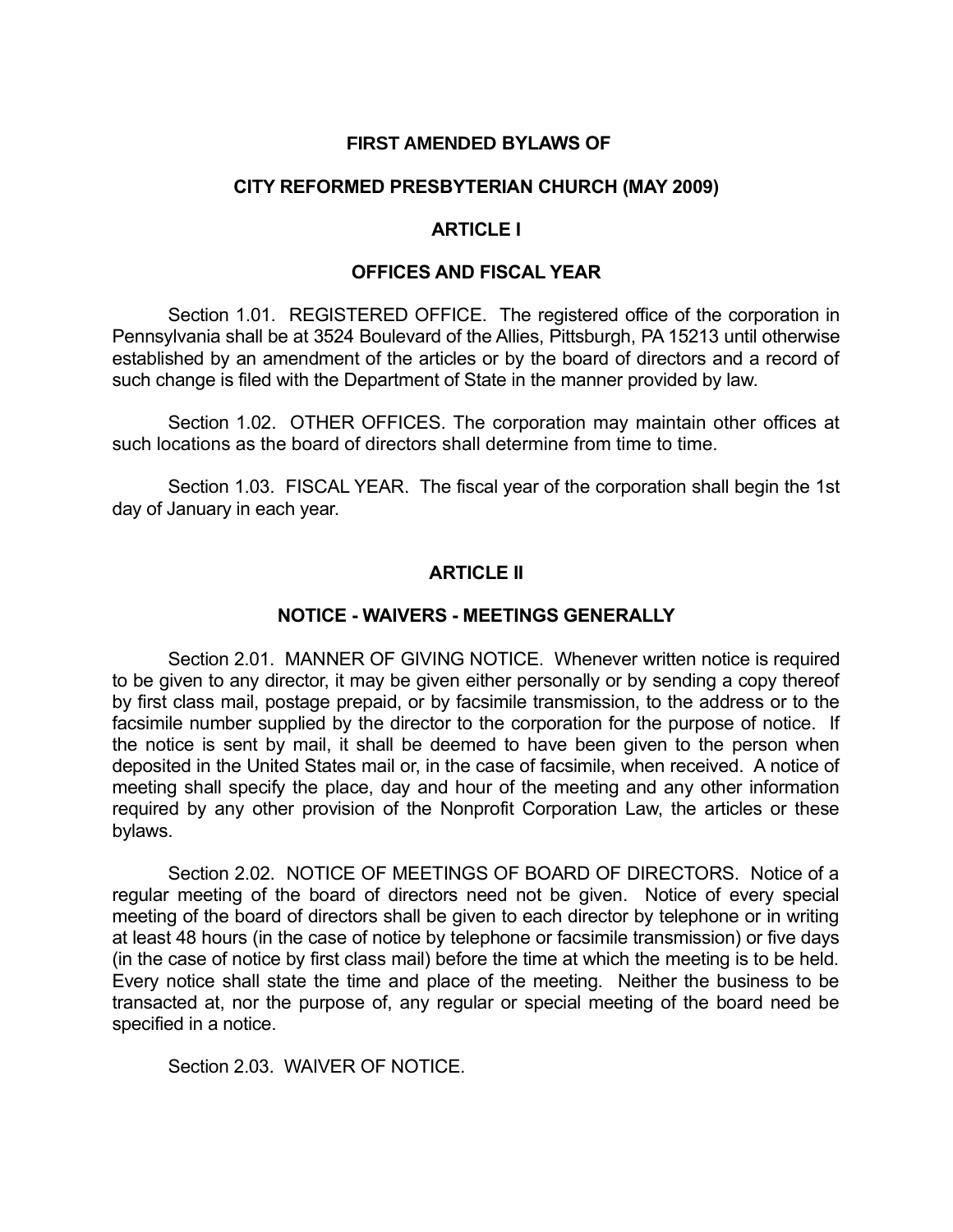# FIRST AMENDED BYLAWS OF

# CITY REFORMED PRESBYTERIAN CHURCH (MAY 2009)

## ARTICLE I

## OFFICES AND FISCAL YEAR

Section 1.01. REGISTERED OFFICE. The registered office of the corporation in Pennsylvania shall be at 3524 Boulevard of the Allies, Pittsburgh, PA 15213 until otherwise established by an amendment of the articles or by the board of directors and a record of such change is filed with the Department of State in the manner provided by law.

Section 1.02. OTHER OFFICES. The corporation may maintain other offices at such locations as the board of directors shall determine from time to time.

Section 1.03. FISCAL YEAR. The fiscal year of the corporation shall begin the 1st day of January in each year.

## ARTICLE II

## NOTICE - WAIVERS - MEETINGS GENERALLY

Section 2.01. MANNER OF GIVING NOTICE. Whenever written notice is required to be given to any director, it may be given either personally or by sending a copy thereof by first class mail, postage prepaid, or by facsimile transmission, to the address or to the facsimile number supplied by the director to the corporation for the purpose of notice. If the notice is sent by mail, it shall be deemed to have been given to the person when deposited in the United States mail or, in the case of facsimile, when received. A notice of meeting shall specify the place, day and hour of the meeting and any other information required by any other provision of the Nonprofit Corporation Law, the articles or these bylaws.

Section 2.02. NOTICE OF MEETINGS OF BOARD OF DIRECTORS. Notice of a regular meeting of the board of directors need not be given. Notice of every special meeting of the board of directors shall be given to each director by telephone or in writing at least 48 hours (in the case of notice by telephone or facsimile transmission) or five days (in the case of notice by first class mail) before the time at which the meeting is to be held. Every notice shall state the time and place of the meeting. Neither the business to be transacted at, nor the purpose of, any regular or special meeting of the board need be specified in a notice.

Section 2.03. WAIVER OF NOTICE.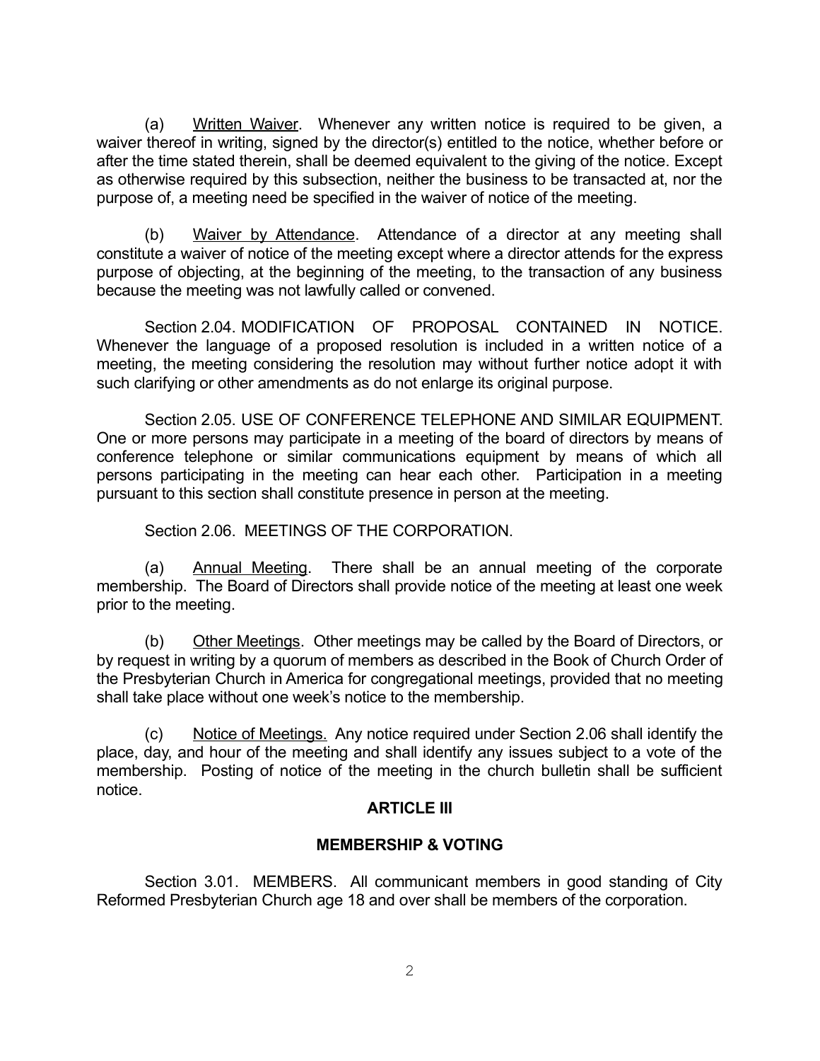(a) <u>Written Waiver</u>. Whenever any written notice is required to be given, a waiver thereof in writing, signed by the director(s) entitled to the notice, whether before or after the time stated therein, shall be deemed equivalent to the giving of the notice. Except as otherwise required by this subsection, neither the business to be transacted at, nor the purpose of, a meeting need be specified in the waiver of notice of the meeting.

(b) <u>Waiver by Attendance</u>. Attendance of a director at any meeting shall constitute a waiver of notice of the meeting except where a director attends for the express purpose of objecting, at the beginning of the meeting, to the transaction of any business because the meeting was not lawfully called or convened.

Section 2.04. MODIFICATION OF PROPOSAL CONTAINED IN NOTICE. Whenever the language of a proposed resolution is included in a written notice of a meeting, the meeting considering the resolution may without further notice adopt it with such clarifying or other amendments as do not enlarge its original purpose.

Section 2.05. USE OF CONFERENCE TELEPHONE AND SIMILAR EQUIPMENT. One or more persons may participate in a meeting of the board of directors by means of conference telephone or similar communications equipment by means of which all persons participating in the meeting can hear each other. Participation in a meeting pursuant to this section shall constitute presence in person at the meeting.

Section 2.06. MEETINGS OF THE CORPORATION.

(a) <u>Annual Meeting</u>. There shall be an annual meeting of the corporate membership. The Board of Directors shall provide notice of the meeting at least one week prior to the meeting.

(b) <u>Other Meetings</u>. Other meetings may be called by the Board of Directors, or by request in writing by a quorum of members as described in the Book of Church Order of the Presbyterian Church in America for congregational meetings, provided that no meeting shall take place without one week's notice to the membership.

(c) <u>Notice of Meetings.</u> Any notice required under Section 2.06 shall identify the place, day, and hour of the meeting and shall identify any issues subject to a vote of the membership. Posting of notice of the meeting in the church bulletin shall be sufficient notice.

## ARTICLE III

## MEMBERSHIP & VOTING

Section 3.01. MEMBERS. All communicant members in good standing of City Reformed Presbyterian Church age 18 and over shall be members of the corporation.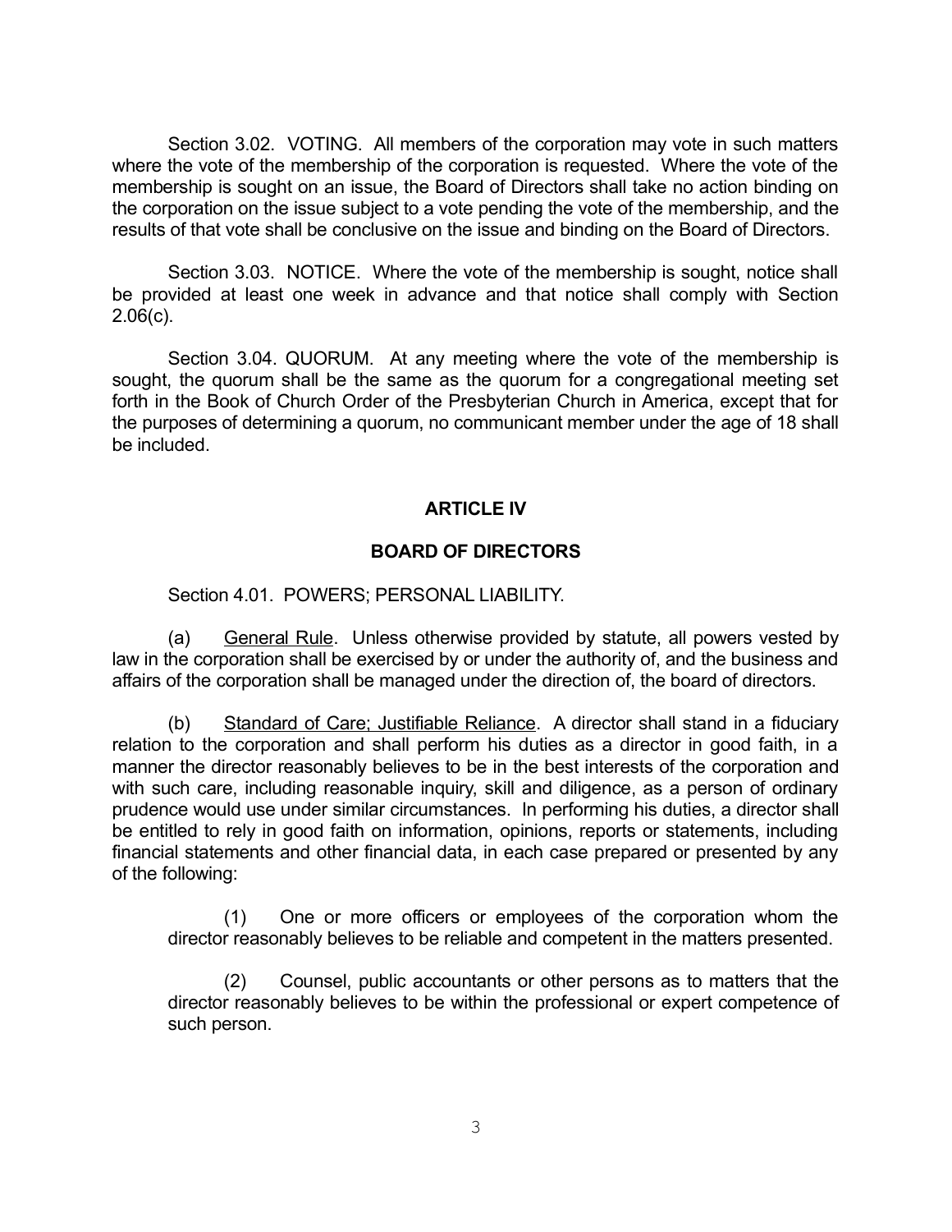Section 3.02. VOTING. All members of the corporation may vote in such matters where the vote of the membership of the corporation is requested. Where the vote of the membership is sought on an issue, the Board of Directors shall take no action binding on the corporation on the issue subject to a vote pending the vote of the membership, and the results of that vote shall be conclusive on the issue and binding on the Board of Directors.

Section 3.03. NOTICE. Where the vote of the membership is sought, notice shall be provided at least one week in advance and that notice shall comply with Section 2.06(c).

Section 3.04. QUORUM. At any meeting where the vote of the membership is sought, the quorum shall be the same as the quorum for a congregational meeting set forth in the Book of Church Order of the Presbyterian Church in America, except that for the purposes of determining a quorum, no communicant member under the age of 18 shall be included.

## ARTICLE IV

## BOARD OF DIRECTORS

Section 4.01. POWERS; PERSONAL LIABILITY.

(a) General Rule. Unless otherwise provided by statute, all powers vested by law in the corporation shall be exercised by or under the authority of, and the business and affairs of the corporation shall be managed under the direction of, the board of directors.

(b) Standard of Care; Justifiable Reliance. A director shall stand in a fiduciary relation to the corporation and shall perform his duties as a director in good faith, in a manner the director reasonably believes to be in the best interests of the corporation and with such care, including reasonable inquiry, skill and diligence, as a person of ordinary prudence would use under similar circumstances. In performing his duties, a director shall be entitled to rely in good faith on information, opinions, reports or statements, including financial statements and other financial data, in each case prepared or presented by any of the following:

(1) One or more officers or employees of the corporation whom the director reasonably believes to be reliable and competent in the matters presented.

(2) Counsel, public accountants or other persons as to matters that the director reasonably believes to be within the professional or expert competence of such person.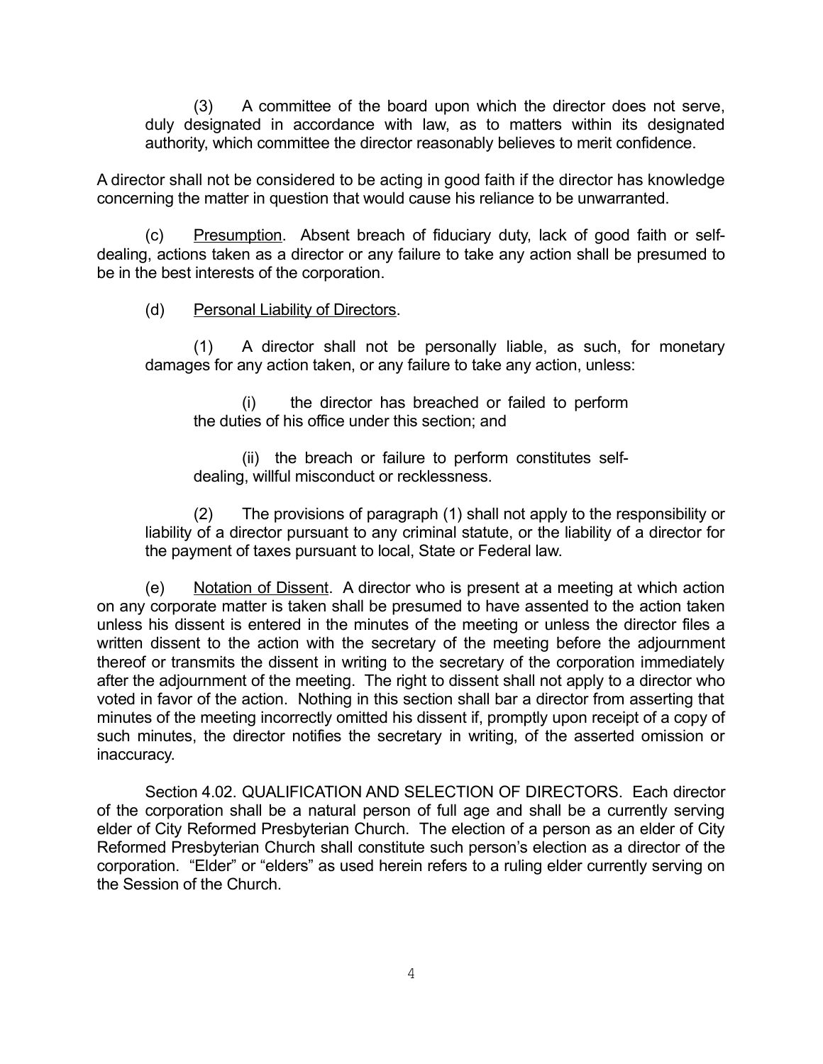(3) A committee of the board upon which the director does not serve, duly designated in accordance with law, as to matters within its designated authority, which committee the director reasonably believes to merit confidence.

A director shall not be considered to be acting in good faith if the director has knowledge concerning the matter in question that would cause his reliance to be unwarranted.

(c) Presumption. Absent breach of fiduciary duty, lack of good faith or self-dealing, actions taken as a director or any failure to take any action shall be presumed to be in the best interests of the corporation.

(d) Personal Liability of Directors.

(1) A director shall not be personally liable, as such, for monetary damages for any action taken, or any failure to take any action, unless:

(i) the director has breached or failed to perform the duties of his office under this section; and

(ii) the breach or failure to perform constitutes self-dealing, willful misconduct or recklessness.

(2) The provisions of paragraph (1) shall not apply to the responsibility or liability of a director pursuant to any criminal statute, or the liability of a director for the payment of taxes pursuant to local, State or Federal law.

(e) Notation of Dissent. A director who is present at a meeting at which action on any corporate matter is taken shall be presumed to have assented to the action taken unless his dissent is entered in the minutes of the meeting or unless the director files a written dissent to the action with the secretary of the meeting before the adjournment thereof or transmits the dissent in writing to the secretary of the corporation immediately after the adjournment of the meeting. The right to dissent shall not apply to a director who voted in favor of the action. Nothing in this section shall bar a director from asserting that minutes of the meeting incorrectly omitted his dissent if, promptly upon receipt of a copy of such minutes, the director notifies the secretary in writing, of the asserted omission or inaccuracy.

Section 4.02. QUALIFICATION AND SELECTION OF DIRECTORS. Each director of the corporation shall be a natural person of full age and shall be a currently serving elder of City Reformed Presbyterian Church. The election of a person as an elder of City Reformed Presbyterian Church shall constitute such person's election as a director of the corporation. "Elder" or "elders" as used herein refers to a ruling elder currently serving on the Session of the Church.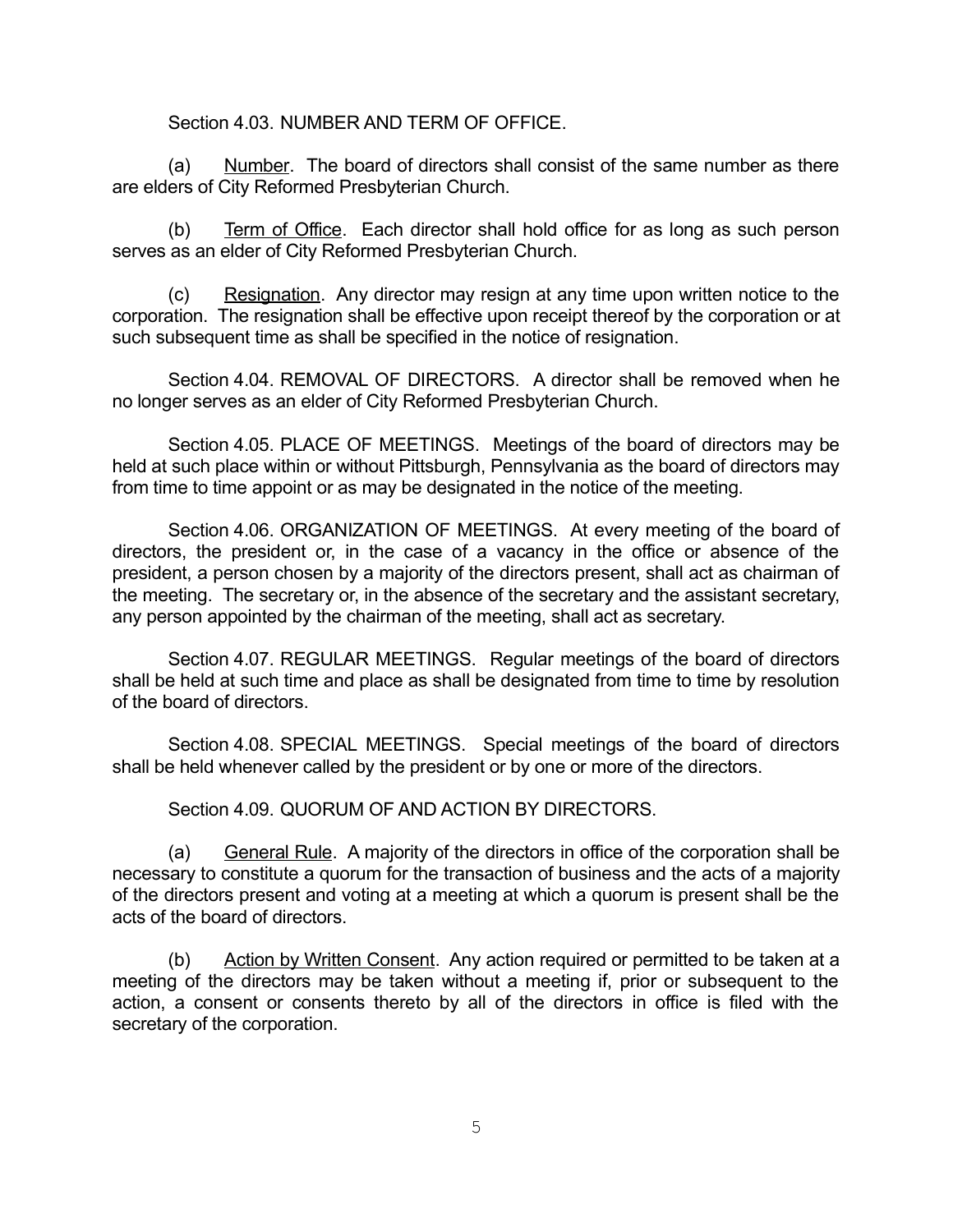Section 4.03. NUMBER AND TERM OF OFFICE.

(a) Number. The board of directors shall consist of the same number as there are elders of City Reformed Presbyterian Church.

(b) Term of Office. Each director shall hold office for as long as such person serves as an elder of City Reformed Presbyterian Church.

(c) Resignation. Any director may resign at any time upon written notice to the corporation. The resignation shall be effective upon receipt thereof by the corporation or at such subsequent time as shall be specified in the notice of resignation.

Section 4.04. REMOVAL OF DIRECTORS. A director shall be removed when he no longer serves as an elder of City Reformed Presbyterian Church.

Section 4.05. PLACE OF MEETINGS. Meetings of the board of directors may be held at such place within or without Pittsburgh, Pennsylvania as the board of directors may from time to time appoint or as may be designated in the notice of the meeting.

Section 4.06. ORGANIZATION OF MEETINGS. At every meeting of the board of directors, the president or, in the case of a vacancy in the office or absence of the president, a person chosen by a majority of the directors present, shall act as chairman of the meeting. The secretary or, in the absence of the secretary and the assistant secretary, any person appointed by the chairman of the meeting, shall act as secretary.

Section 4.07. REGULAR MEETINGS. Regular meetings of the board of directors shall be held at such time and place as shall be designated from time to time by resolution of the board of directors.

Section 4.08. SPECIAL MEETINGS. Special meetings of the board of directors shall be held whenever called by the president or by one or more of the directors.

Section 4.09. QUORUM OF AND ACTION BY DIRECTORS.

(a) General Rule. A majority of the directors in office of the corporation shall be necessary to constitute a quorum for the transaction of business and the acts of a majority of the directors present and voting at a meeting at which a quorum is present shall be the acts of the board of directors.

(b) Action by Written Consent. Any action required or permitted to be taken at a meeting of the directors may be taken without a meeting if, prior or subsequent to the action, a consent or consents thereto by all of the directors in office is filed with the secretary of the corporation.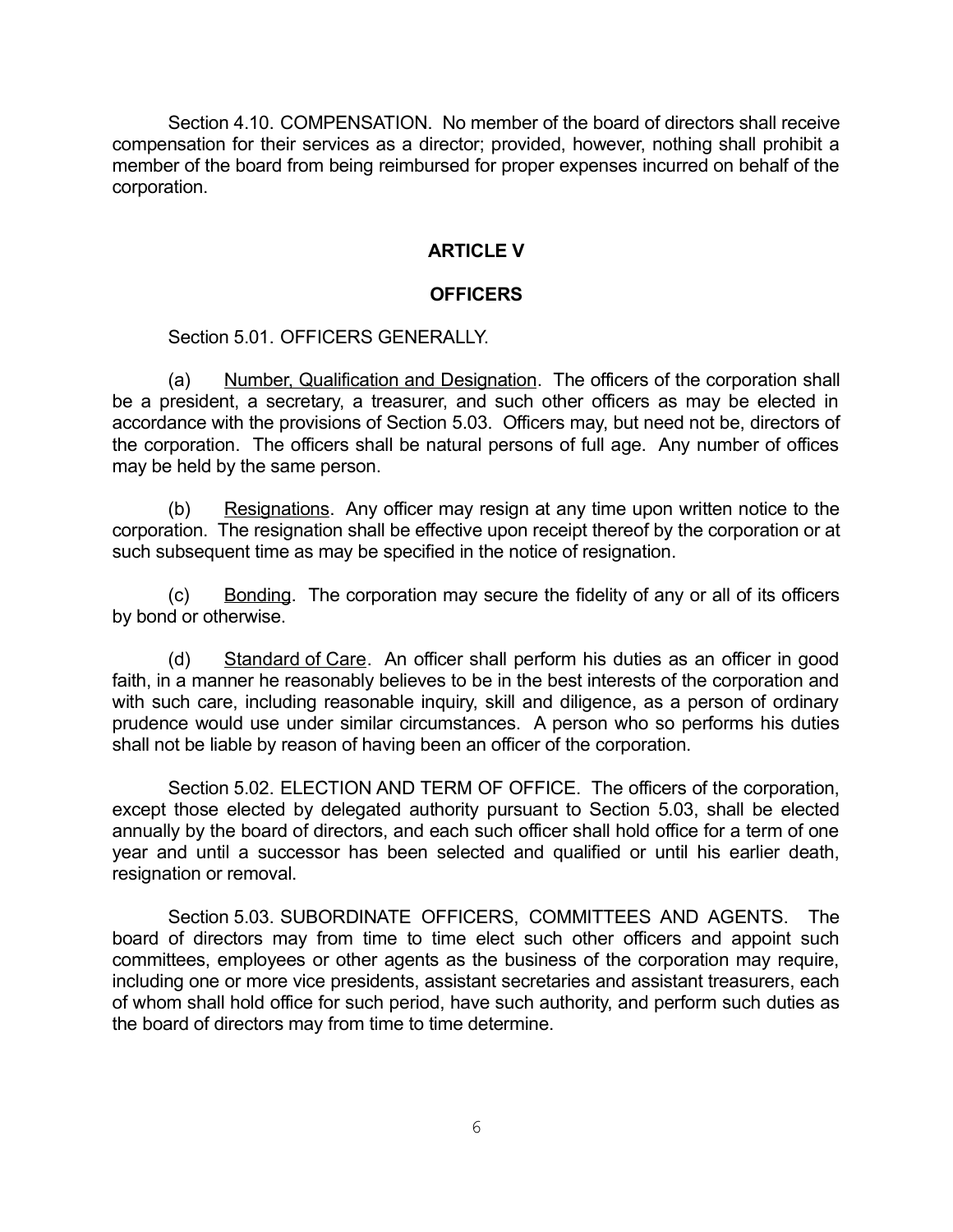Section 4.10. COMPENSATION. No member of the board of directors shall receive compensation for their services as a director; provided, however, nothing shall prohibit a member of the board from being reimbursed for proper expenses incurred on behalf of the corporation.

## ARTICLE V

## OFFICERS

Section 5.01. OFFICERS GENERALLY.

(a) Number, Qualification and Designation. The officers of the corporation shall be a president, a secretary, a treasurer, and such other officers as may be elected in accordance with the provisions of Section 5.03. Officers may, but need not be, directors of the corporation. The officers shall be natural persons of full age. Any number of offices may be held by the same person.

(b) Resignations. Any officer may resign at any time upon written notice to the corporation. The resignation shall be effective upon receipt thereof by the corporation or at such subsequent time as may be specified in the notice of resignation.

(c) Bonding. The corporation may secure the fidelity of any or all of its officers by bond or otherwise.

(d) Standard of Care. An officer shall perform his duties as an officer in good faith, in a manner he reasonably believes to be in the best interests of the corporation and with such care, including reasonable inquiry, skill and diligence, as a person of ordinary prudence would use under similar circumstances. A person who so performs his duties shall not be liable by reason of having been an officer of the corporation.

Section 5.02. ELECTION AND TERM OF OFFICE. The officers of the corporation, except those elected by delegated authority pursuant to Section 5.03, shall be elected annually by the board of directors, and each such officer shall hold office for a term of one year and until a successor has been selected and qualified or until his earlier death, resignation or removal.

Section 5.03. SUBORDINATE OFFICERS, COMMITTEES AND AGENTS. The board of directors may from time to time elect such other officers and appoint such committees, employees or other agents as the business of the corporation may require, including one or more vice presidents, assistant secretaries and assistant treasurers, each of whom shall hold office for such period, have such authority, and perform such duties as the board of directors may from time to time determine.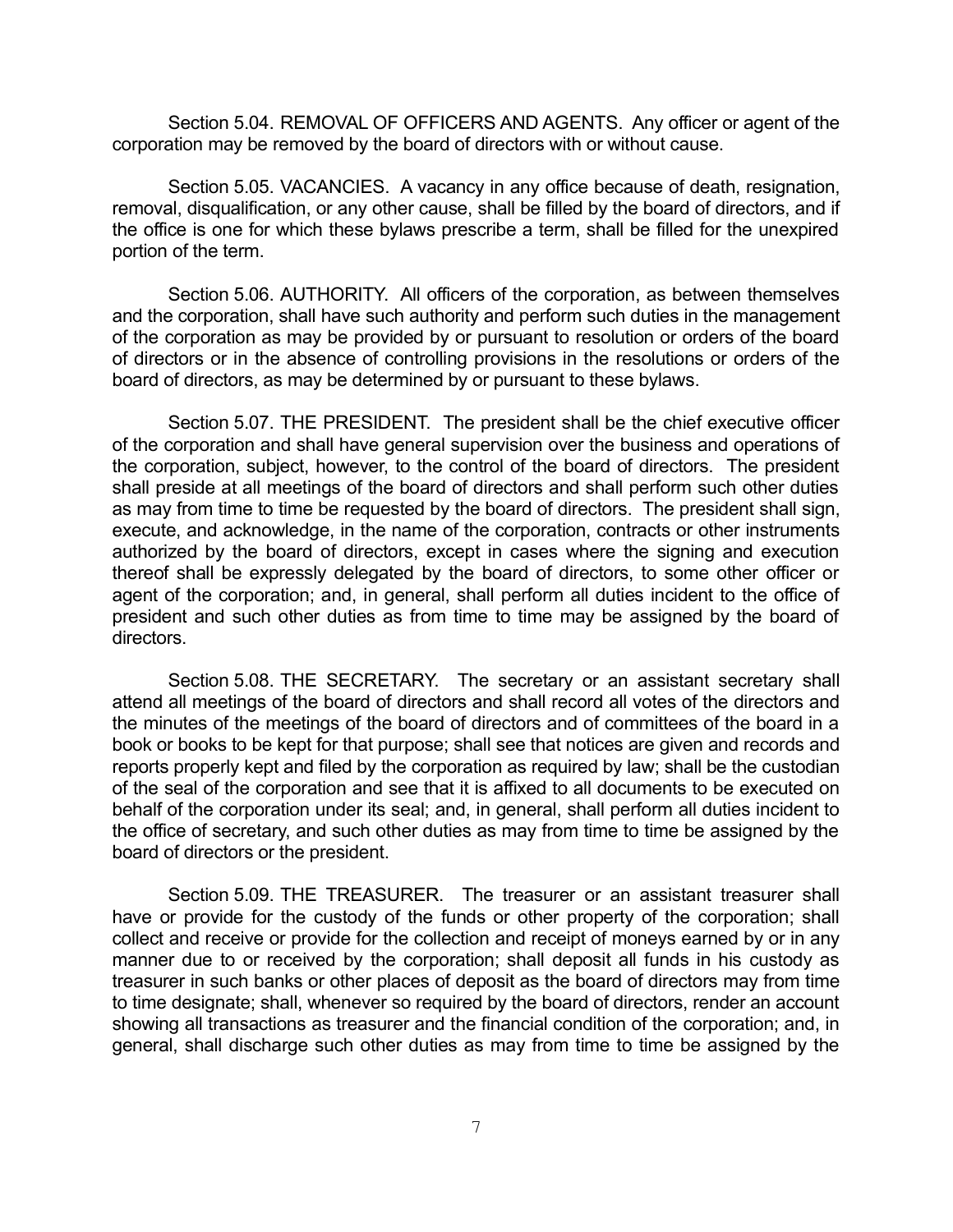Section 5.04. REMOVAL OF OFFICERS AND AGENTS. Any officer or agent of the corporation may be removed by the board of directors with or without cause.

Section 5.05. VACANCIES. A vacancy in any office because of death, resignation, removal, disqualification, or any other cause, shall be filled by the board of directors, and if the office is one for which these bylaws prescribe a term, shall be filled for the unexpired portion of the term.

Section 5.06. AUTHORITY. All officers of the corporation, as between themselves and the corporation, shall have such authority and perform such duties in the management of the corporation as may be provided by or pursuant to resolution or orders of the board of directors or in the absence of controlling provisions in the resolutions or orders of the board of directors, as may be determined by or pursuant to these bylaws.

Section 5.07. THE PRESIDENT. The president shall be the chief executive officer of the corporation and shall have general supervision over the business and operations of the corporation, subject, however, to the control of the board of directors. The president shall preside at all meetings of the board of directors and shall perform such other duties as may from time to time be requested by the board of directors. The president shall sign, execute, and acknowledge, in the name of the corporation, contracts or other instruments authorized by the board of directors, except in cases where the signing and execution thereof shall be expressly delegated by the board of directors, to some other officer or agent of the corporation; and, in general, shall perform all duties incident to the office of president and such other duties as from time to time may be assigned by the board of directors.

Section 5.08. THE SECRETARY. The secretary or an assistant secretary shall attend all meetings of the board of directors and shall record all votes of the directors and the minutes of the meetings of the board of directors and of committees of the board in a book or books to be kept for that purpose; shall see that notices are given and records and reports properly kept and filed by the corporation as required by law; shall be the custodian of the seal of the corporation and see that it is affixed to all documents to be executed on behalf of the corporation under its seal; and, in general, shall perform all duties incident to the office of secretary, and such other duties as may from time to time be assigned by the board of directors or the president.

Section 5.09. THE TREASURER. The treasurer or an assistant treasurer shall have or provide for the custody of the funds or other property of the corporation; shall collect and receive or provide for the collection and receipt of moneys earned by or in any manner due to or received by the corporation; shall deposit all funds in his custody as treasurer in such banks or other places of deposit as the board of directors may from time to time designate; shall, whenever so required by the board of directors, render an account showing all transactions as treasurer and the financial condition of the corporation; and, in general, shall discharge such other duties as may from time to time be assigned by the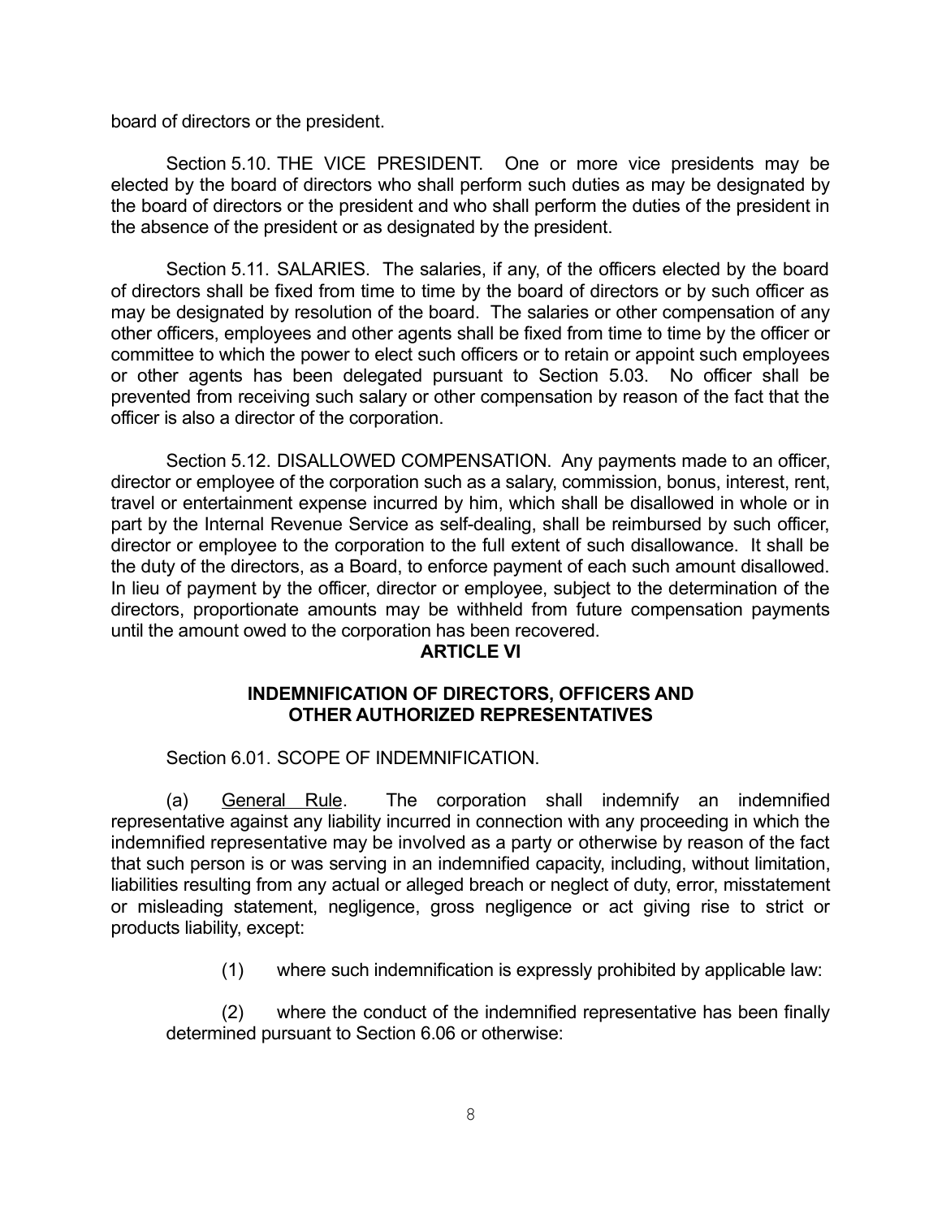board of directors or the president.

Section 5.10. THE VICE PRESIDENT. One or more vice presidents may be elected by the board of directors who shall perform such duties as may be designated by the board of directors or the president and who shall perform the duties of the president in the absence of the president or as designated by the president.

Section 5.11. SALARIES. The salaries, if any, of the officers elected by the board of directors shall be fixed from time to time by the board of directors or by such officer as may be designated by resolution of the board. The salaries or other compensation of any other officers, employees and other agents shall be fixed from time to time by the officer or committee to which the power to elect such officers or to retain or appoint such employees or other agents has been delegated pursuant to Section 5.03. No officer shall be prevented from receiving such salary or other compensation by reason of the fact that the officer is also a director of the corporation.

Section 5.12. DISALLOWED COMPENSATION. Any payments made to an officer, director or employee of the corporation such as a salary, commission, bonus, interest, rent, travel or entertainment expense incurred by him, which shall be disallowed in whole or in part by the Internal Revenue Service as self-dealing, shall be reimbursed by such officer, director or employee to the corporation to the full extent of such disallowance. It shall be the duty of the directors, as a Board, to enforce payment of each such amount disallowed. In lieu of payment by the officer, director or employee, subject to the determination of the directors, proportionate amounts may be withheld from future compensation payments until the amount owed to the corporation has been recovered.

## ARTICLE VI

## INDEMNIFICATION OF DIRECTORS, OFFICERS AND OTHER AUTHORIZED REPRESENTATIVES

Section 6.01. SCOPE OF INDEMNIFICATION.

(a) General Rule. The corporation shall indemnify an indemnified representative against any liability incurred in connection with any proceeding in which the indemnified representative may be involved as a party or otherwise by reason of the fact that such person is or was serving in an indemnified capacity, including, without limitation, liabilities resulting from any actual or alleged breach or neglect of duty, error, misstatement or misleading statement, negligence, gross negligence or act giving rise to strict or products liability, except:

(1) where such indemnification is expressly prohibited by applicable law:

(2) where the conduct of the indemnified representative has been finally determined pursuant to Section 6.06 or otherwise: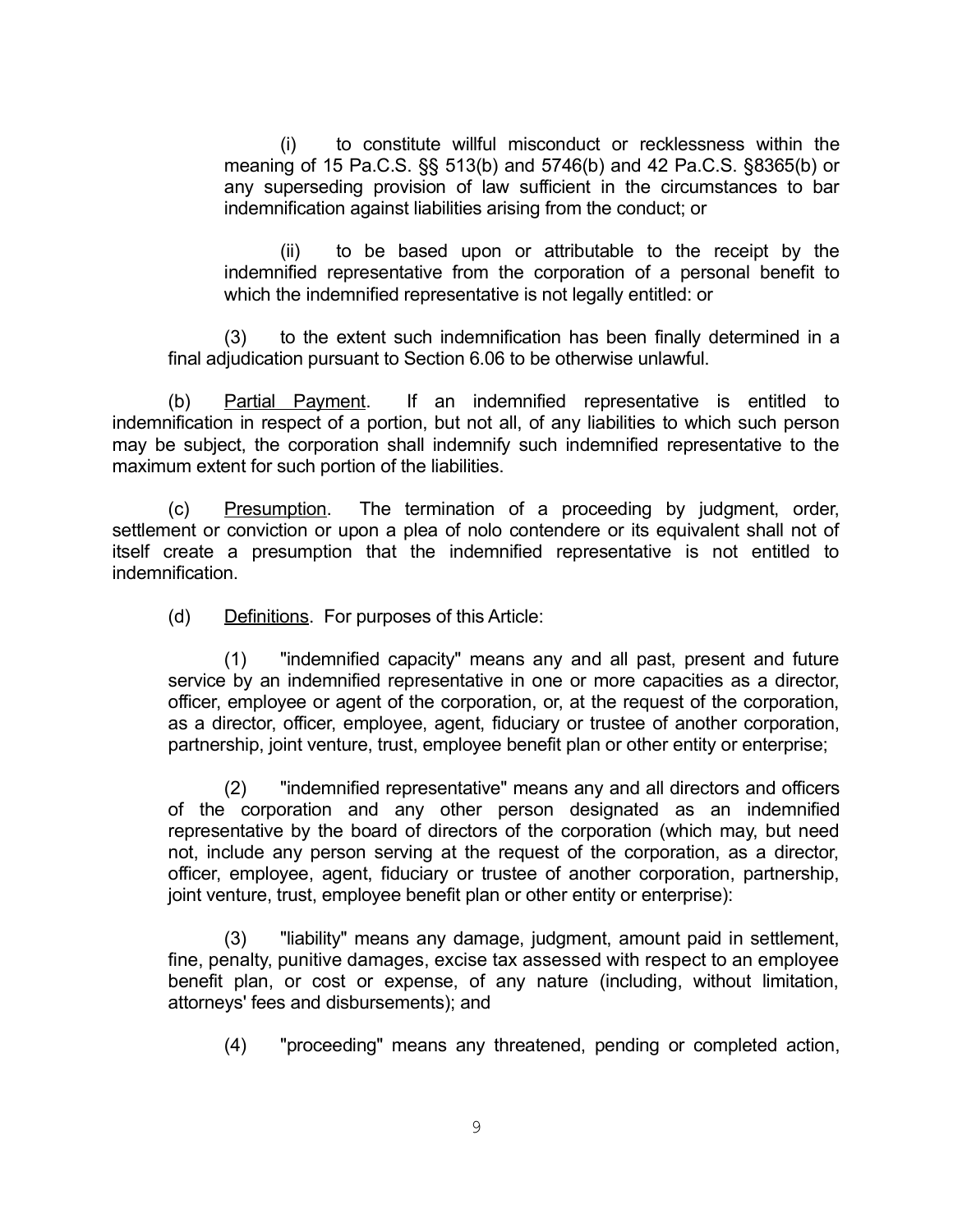(i) to constitute willful misconduct or recklessness within the meaning of 15 Pa.C.S. §§ 513(b) and 5746(b) and 42 Pa.C.S. §8365(b) or any superseding provision of law sufficient in the circumstances to bar indemnification against liabilities arising from the conduct; or

(ii) to be based upon or attributable to the receipt by the indemnified representative from the corporation of a personal benefit to which the indemnified representative is not legally entitled: or

(3) to the extent such indemnification has been finally determined in a final adjudication pursuant to Section 6.06 to be otherwise unlawful.

(b) Partial Payment. If an indemnified representative is entitled to indemnification in respect of a portion, but not all, of any liabilities to which such person may be subject, the corporation shall indemnify such indemnified representative to the maximum extent for such portion of the liabilities.

(c) Presumption. The termination of a proceeding by judgment, order, settlement or conviction or upon a plea of nolo contendere or its equivalent shall not of itself create a presumption that the indemnified representative is not entitled to indemnification.

(d) Definitions. For purposes of this Article:

(1) "indemnified capacity" means any and all past, present and future service by an indemnified representative in one or more capacities as a director, officer, employee or agent of the corporation, or, at the request of the corporation, as a director, officer, employee, agent, fiduciary or trustee of another corporation, partnership, joint venture, trust, employee benefit plan or other entity or enterprise;

(2) "indemnified representative" means any and all directors and officers of the corporation and any other person designated as an indemnified representative by the board of directors of the corporation (which may, but need not, include any person serving at the request of the corporation, as a director, officer, employee, agent, fiduciary or trustee of another corporation, partnership, joint venture, trust, employee benefit plan or other entity or enterprise):

(3) "liability" means any damage, judgment, amount paid in settlement, fine, penalty, punitive damages, excise tax assessed with respect to an employee benefit plan, or cost or expense, of any nature (including, without limitation, attorneys' fees and disbursements); and

(4) "proceeding" means any threatened, pending or completed action,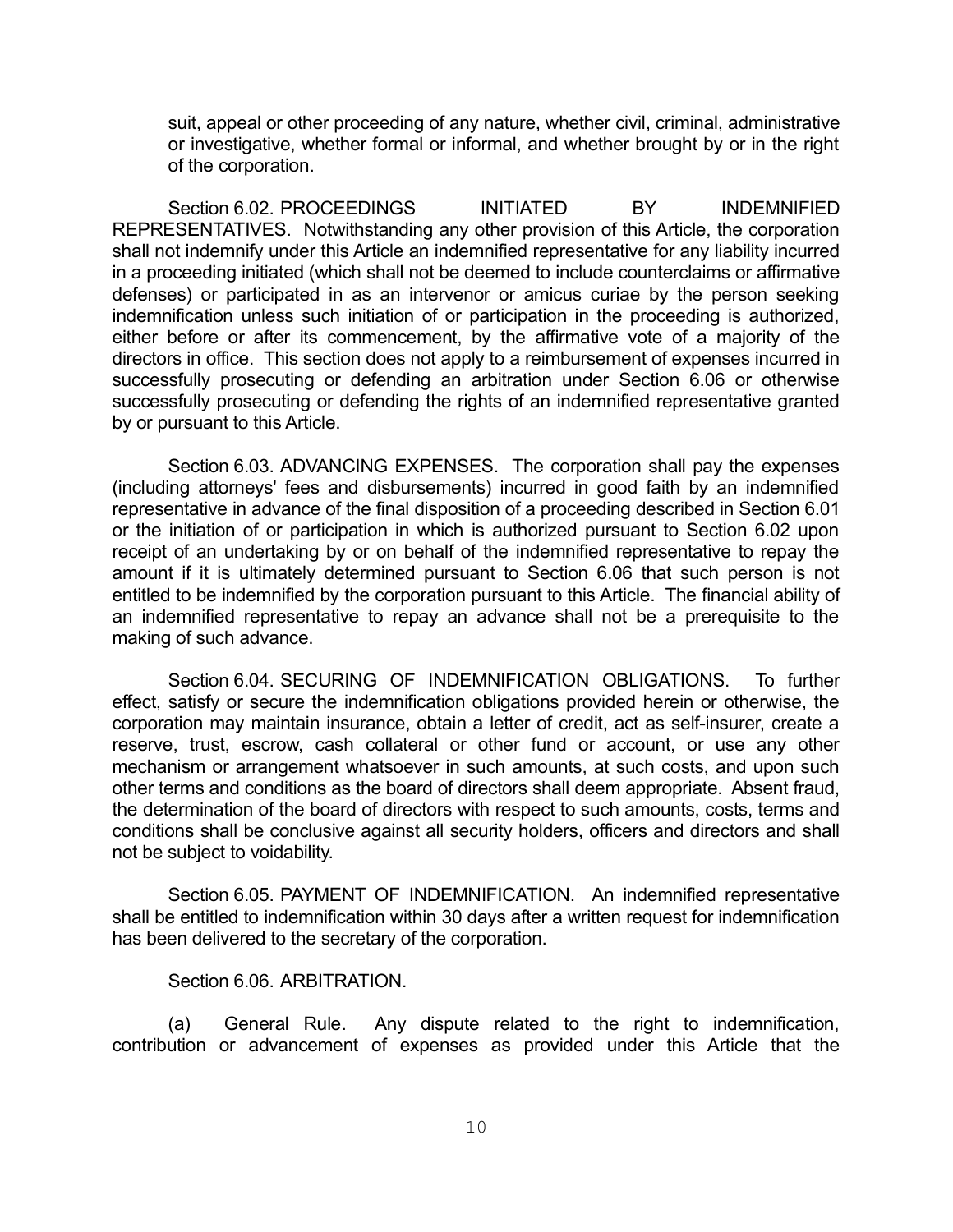suit, appeal or other proceeding of any nature, whether civil, criminal, administrative or investigative, whether formal or informal, and whether brought by or in the right of the corporation.

Section 6.02. PROCEEDINGS INITIATED BY INDEMNIFIED REPRESENTATIVES. Notwithstanding any other provision of this Article, the corporation shall not indemnify under this Article an indemnified representative for any liability incurred in a proceeding initiated (which shall not be deemed to include counterclaims or affirmative defenses) or participated in as an intervenor or amicus curiae by the person seeking indemnification unless such initiation of or participation in the proceeding is authorized, either before or after its commencement, by the affirmative vote of a majority of the directors in office. This section does not apply to a reimbursement of expenses incurred in successfully prosecuting or defending an arbitration under Section 6.06 or otherwise successfully prosecuting or defending the rights of an indemnified representative granted by or pursuant to this Article.

Section 6.03. ADVANCING EXPENSES. The corporation shall pay the expenses (including attorneys' fees and disbursements) incurred in good faith by an indemnified representative in advance of the final disposition of a proceeding described in Section 6.01 or the initiation of or participation in which is authorized pursuant to Section 6.02 upon receipt of an undertaking by or on behalf of the indemnified representative to repay the amount if it is ultimately determined pursuant to Section 6.06 that such person is not entitled to be indemnified by the corporation pursuant to this Article. The financial ability of an indemnified representative to repay an advance shall not be a prerequisite to the making of such advance.

Section 6.04. SECURING OF INDEMNIFICATION OBLIGATIONS. To further effect, satisfy or secure the indemnification obligations provided herein or otherwise, the corporation may maintain insurance, obtain a letter of credit, act as self-insurer, create a reserve, trust, escrow, cash collateral or other fund or account, or use any other mechanism or arrangement whatsoever in such amounts, at such costs, and upon such other terms and conditions as the board of directors shall deem appropriate. Absent fraud, the determination of the board of directors with respect to such amounts, costs, terms and conditions shall be conclusive against all security holders, officers and directors and shall not be subject to voidability.

Section 6.05. PAYMENT OF INDEMNIFICATION. An indemnified representative shall be entitled to indemnification within 30 days after a written request for indemnification has been delivered to the secretary of the corporation.

Section 6.06. ARBITRATION.

(a) General Rule. Any dispute related to the right to indemnification, contribution or advancement of expenses as provided under this Article that the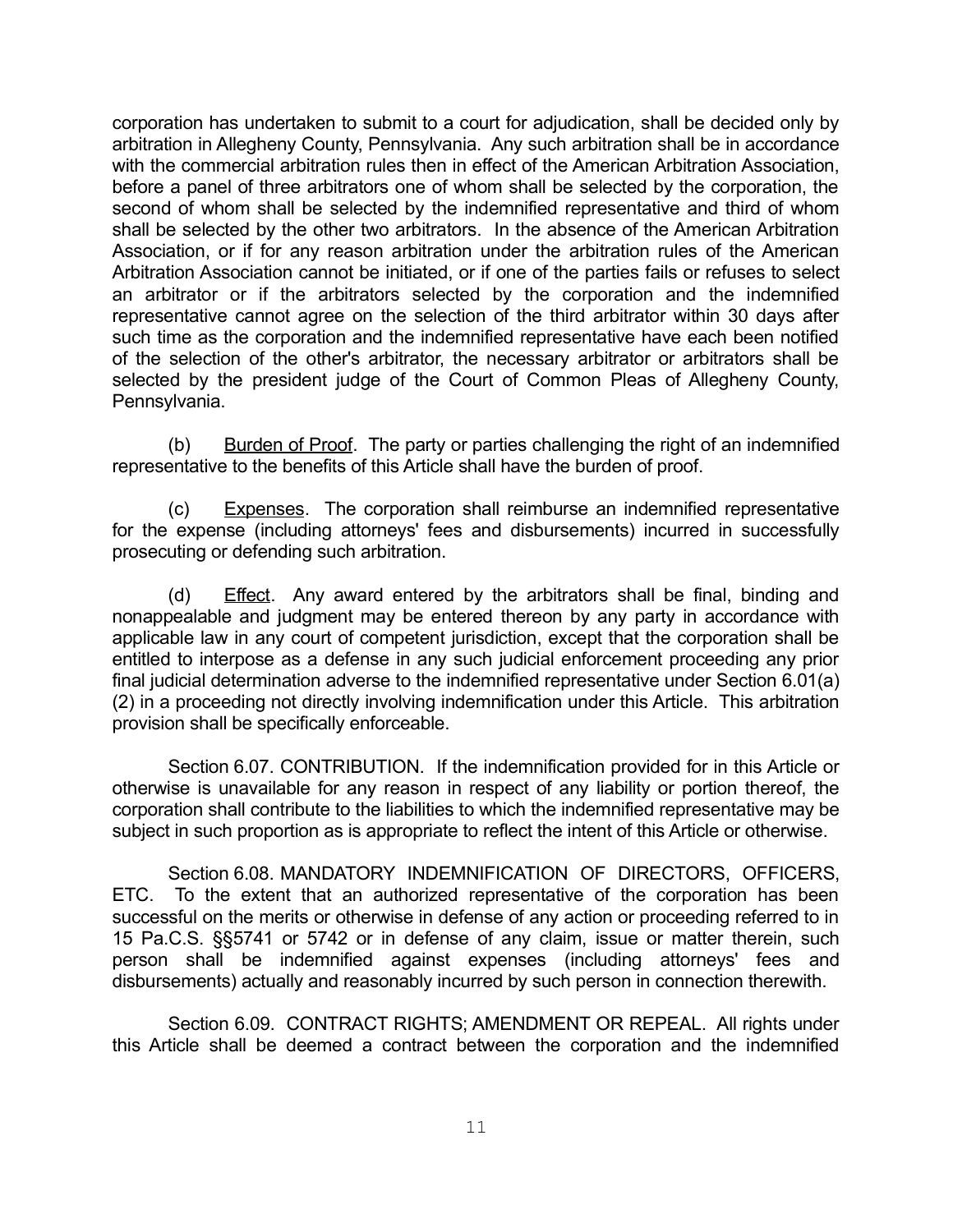corporation has undertaken to submit to a court for adjudication, shall be decided only by arbitration in Allegheny County, Pennsylvania. Any such arbitration shall be in accordance with the commercial arbitration rules then in effect of the American Arbitration Association, before a panel of three arbitrators one of whom shall be selected by the corporation, the second of whom shall be selected by the indemnified representative and third of whom shall be selected by the other two arbitrators. In the absence of the American Arbitration Association, or if for any reason arbitration under the arbitration rules of the American Arbitration Association cannot be initiated, or if one of the parties fails or refuses to select an arbitrator or if the arbitrators selected by the corporation and the indemnified representative cannot agree on the selection of the third arbitrator within 30 days after such time as the corporation and the indemnified representative have each been notified of the selection of the other's arbitrator, the necessary arbitrator or arbitrators shall be selected by the president judge of the Court of Common Pleas of Allegheny County, Pennsylvania.

(b) Burden of Proof. The party or parties challenging the right of an indemnified representative to the benefits of this Article shall have the burden of proof.

(c) Expenses. The corporation shall reimburse an indemnified representative for the expense (including attorneys' fees and disbursements) incurred in successfully prosecuting or defending such arbitration.

(d) Effect. Any award entered by the arbitrators shall be final, binding and nonappealable and judgment may be entered thereon by any party in accordance with applicable law in any court of competent jurisdiction, except that the corporation shall be entitled to interpose as a defense in any such judicial enforcement proceeding any prior final judicial determination adverse to the indemnified representative under Section 6.01(a)(2) in a proceeding not directly involving indemnification under this Article. This arbitration provision shall be specifically enforceable.

Section 6.07. CONTRIBUTION. If the indemnification provided for in this Article or otherwise is unavailable for any reason in respect of any liability or portion thereof, the corporation shall contribute to the liabilities to which the indemnified representative may be subject in such proportion as is appropriate to reflect the intent of this Article or otherwise.

Section 6.08. MANDATORY INDEMNIFICATION OF DIRECTORS, OFFICERS, ETC. To the extent that an authorized representative of the corporation has been successful on the merits or otherwise in defense of any action or proceeding referred to in 15 Pa.C.S. §§5741 or 5742 or in defense of any claim, issue or matter therein, such person shall be indemnified against expenses (including attorneys' fees and disbursements) actually and reasonably incurred by such person in connection therewith.

Section 6.09. CONTRACT RIGHTS; AMENDMENT OR REPEAL. All rights under this Article shall be deemed a contract between the corporation and the indemnified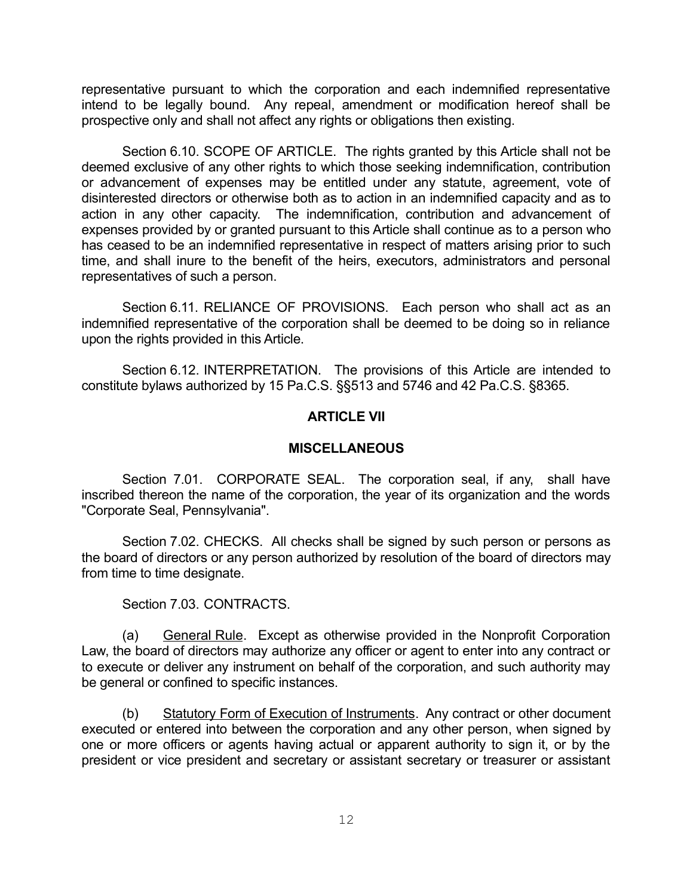representative pursuant to which the corporation and each indemnified representative intend to be legally bound. Any repeal, amendment or modification hereof shall be prospective only and shall not affect any rights or obligations then existing.

Section 6.10. SCOPE OF ARTICLE. The rights granted by this Article shall not be deemed exclusive of any other rights to which those seeking indemnification, contribution or advancement of expenses may be entitled under any statute, agreement, vote of disinterested directors or otherwise both as to action in an indemnified capacity and as to action in any other capacity. The indemnification, contribution and advancement of expenses provided by or granted pursuant to this Article shall continue as to a person who has ceased to be an indemnified representative in respect of matters arising prior to such time, and shall inure to the benefit of the heirs, executors, administrators and personal representatives of such a person.

Section 6.11. RELIANCE OF PROVISIONS. Each person who shall act as an indemnified representative of the corporation shall be deemed to be doing so in reliance upon the rights provided in this Article.

Section 6.12. INTERPRETATION. The provisions of this Article are intended to constitute bylaws authorized by 15 Pa.C.S. §§513 and 5746 and 42 Pa.C.S. §8365.

## ARTICLE VII

## MISCELLANEOUS

Section 7.01. CORPORATE SEAL. The corporation seal, if any, shall have inscribed thereon the name of the corporation, the year of its organization and the words "Corporate Seal, Pennsylvania".

Section 7.02. CHECKS. All checks shall be signed by such person or persons as the board of directors or any person authorized by resolution of the board of directors may from time to time designate.

Section 7.03. CONTRACTS.

(a) General Rule. Except as otherwise provided in the Nonprofit Corporation Law, the board of directors may authorize any officer or agent to enter into any contract or to execute or deliver any instrument on behalf of the corporation, and such authority may be general or confined to specific instances.

(b) Statutory Form of Execution of Instruments. Any contract or other document executed or entered into between the corporation and any other person, when signed by one or more officers or agents having actual or apparent authority to sign it, or by the president or vice president and secretary or assistant secretary or treasurer or assistant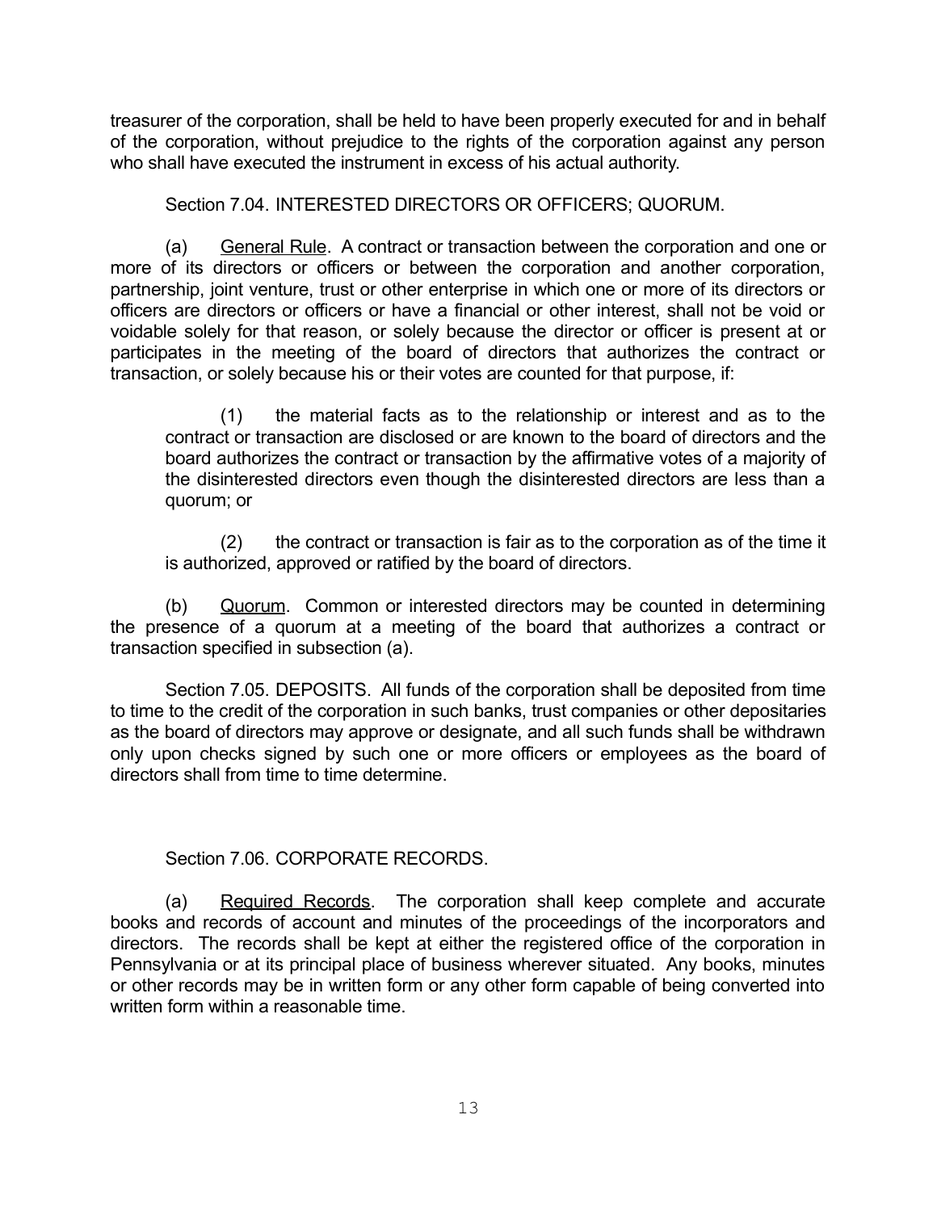treasurer of the corporation, shall be held to have been properly executed for and in behalf of the corporation, without prejudice to the rights of the corporation against any person who shall have executed the instrument in excess of his actual authority.

Section 7.04. INTERESTED DIRECTORS OR OFFICERS; QUORUM.

(a) General Rule. A contract or transaction between the corporation and one or more of its directors or officers or between the corporation and another corporation, partnership, joint venture, trust or other enterprise in which one or more of its directors or officers are directors or officers or have a financial or other interest, shall not be void or voidable solely for that reason, or solely because the director or officer is present at or participates in the meeting of the board of directors that authorizes the contract or transaction, or solely because his or their votes are counted for that purpose, if:

> (1) the material facts as to the relationship or interest and as to the contract or transaction are disclosed or are known to the board of directors and the board authorizes the contract or transaction by the affirmative votes of a majority of the disinterested directors even though the disinterested directors are less than a quorum; or
>
> (2) the contract or transaction is fair as to the corporation as of the time it is authorized, approved or ratified by the board of directors.

(b) Quorum. Common or interested directors may be counted in determining the presence of a quorum at a meeting of the board that authorizes a contract or transaction specified in subsection (a).

Section 7.05. DEPOSITS. All funds of the corporation shall be deposited from time to time to the credit of the corporation in such banks, trust companies or other depositaries as the board of directors may approve or designate, and all such funds shall be withdrawn only upon checks signed by such one or more officers or employees as the board of directors shall from time to time determine.

Section 7.06. CORPORATE RECORDS.

(a) Required Records. The corporation shall keep complete and accurate books and records of account and minutes of the proceedings of the incorporators and directors. The records shall be kept at either the registered office of the corporation in Pennsylvania or at its principal place of business wherever situated. Any books, minutes or other records may be in written form or any other form capable of being converted into written form within a reasonable time.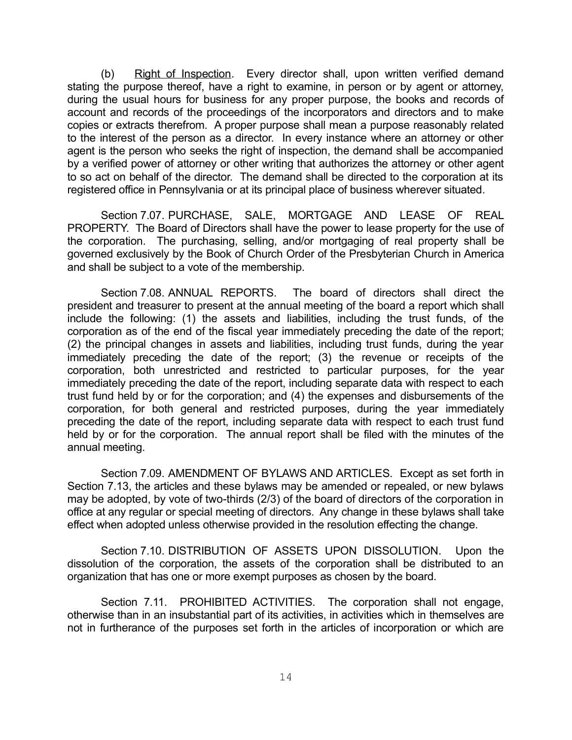(b) Right of Inspection. Every director shall, upon written verified demand stating the purpose thereof, have a right to examine, in person or by agent or attorney, during the usual hours for business for any proper purpose, the books and records of account and records of the proceedings of the incorporators and directors and to make copies or extracts therefrom. A proper purpose shall mean a purpose reasonably related to the interest of the person as a director. In every instance where an attorney or other agent is the person who seeks the right of inspection, the demand shall be accompanied by a verified power of attorney or other writing that authorizes the attorney or other agent to so act on behalf of the director. The demand shall be directed to the corporation at its registered office in Pennsylvania or at its principal place of business wherever situated.

Section 7.07. PURCHASE, SALE, MORTGAGE AND LEASE OF REAL PROPERTY. The Board of Directors shall have the power to lease property for the use of the corporation. The purchasing, selling, and/or mortgaging of real property shall be governed exclusively by the Book of Church Order of the Presbyterian Church in America and shall be subject to a vote of the membership.

Section 7.08. ANNUAL REPORTS. The board of directors shall direct the president and treasurer to present at the annual meeting of the board a report which shall include the following: (1) the assets and liabilities, including the trust funds, of the corporation as of the end of the fiscal year immediately preceding the date of the report; (2) the principal changes in assets and liabilities, including trust funds, during the year immediately preceding the date of the report; (3) the revenue or receipts of the corporation, both unrestricted and restricted to particular purposes, for the year immediately preceding the date of the report, including separate data with respect to each trust fund held by or for the corporation; and (4) the expenses and disbursements of the corporation, for both general and restricted purposes, during the year immediately preceding the date of the report, including separate data with respect to each trust fund held by or for the corporation. The annual report shall be filed with the minutes of the annual meeting.

Section 7.09. AMENDMENT OF BYLAWS AND ARTICLES. Except as set forth in Section 7.13, the articles and these bylaws may be amended or repealed, or new bylaws may be adopted, by vote of two-thirds (2/3) of the board of directors of the corporation in office at any regular or special meeting of directors. Any change in these bylaws shall take effect when adopted unless otherwise provided in the resolution effecting the change.

Section 7.10. DISTRIBUTION OF ASSETS UPON DISSOLUTION. Upon the dissolution of the corporation, the assets of the corporation shall be distributed to an organization that has one or more exempt purposes as chosen by the board.

Section 7.11. PROHIBITED ACTIVITIES. The corporation shall not engage, otherwise than in an insubstantial part of its activities, in activities which in themselves are not in furtherance of the purposes set forth in the articles of incorporation or which are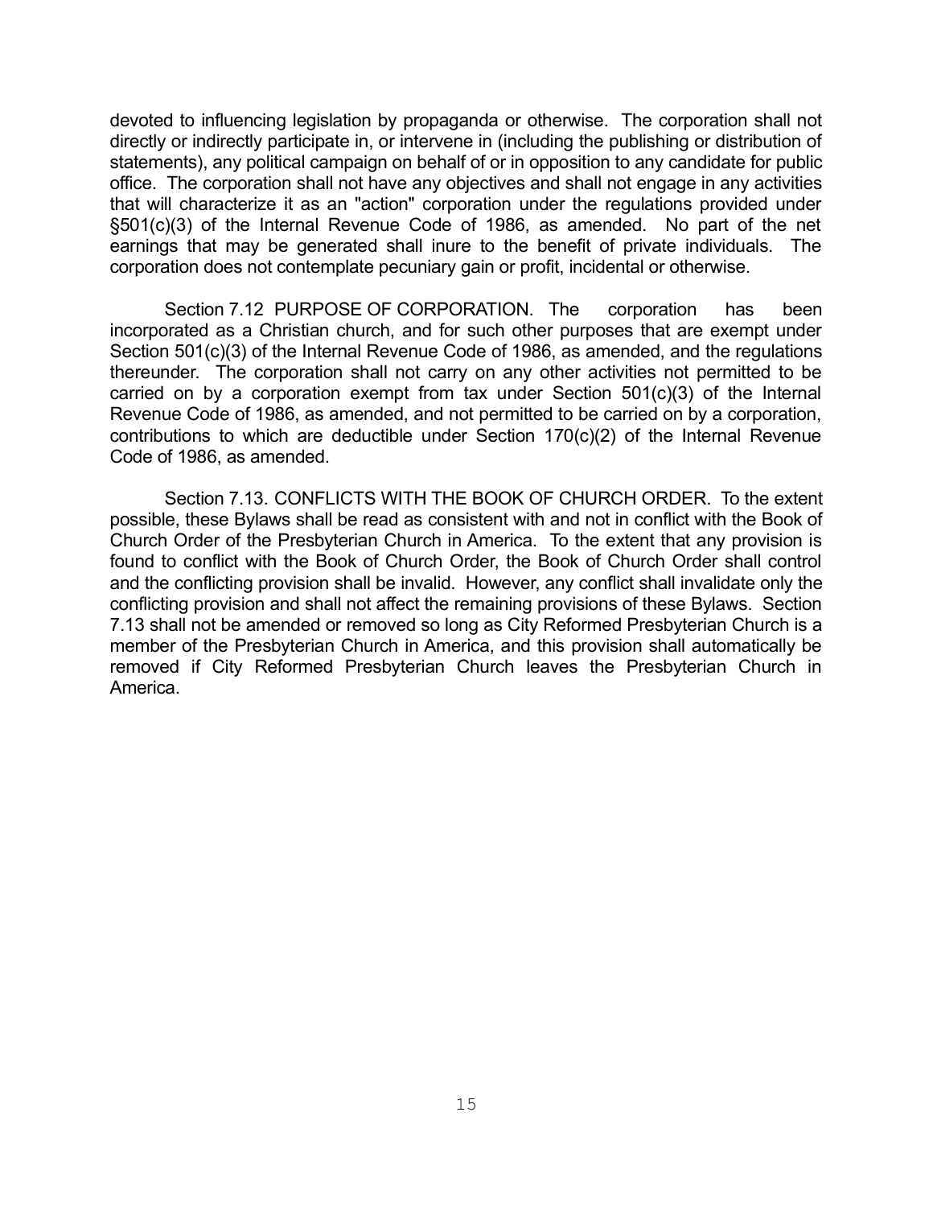devoted to influencing legislation by propaganda or otherwise. The corporation shall not directly or indirectly participate in, or intervene in (including the publishing or distribution of statements), any political campaign on behalf of or in opposition to any candidate for public office. The corporation shall not have any objectives and shall not engage in any activities that will characterize it as an "action" corporation under the regulations provided under §501(c)(3) of the Internal Revenue Code of 1986, as amended. No part of the net earnings that may be generated shall inure to the benefit of private individuals. The corporation does not contemplate pecuniary gain or profit, incidental or otherwise.

Section 7.12 PURPOSE OF CORPORATION. The corporation has been incorporated as a Christian church, and for such other purposes that are exempt under Section 501(c)(3) of the Internal Revenue Code of 1986, as amended, and the regulations thereunder. The corporation shall not carry on any other activities not permitted to be carried on by a corporation exempt from tax under Section 501(c)(3) of the Internal Revenue Code of 1986, as amended, and not permitted to be carried on by a corporation, contributions to which are deductible under Section 170(c)(2) of the Internal Revenue Code of 1986, as amended.

Section 7.13. CONFLICTS WITH THE BOOK OF CHURCH ORDER. To the extent possible, these Bylaws shall be read as consistent with and not in conflict with the Book of Church Order of the Presbyterian Church in America. To the extent that any provision is found to conflict with the Book of Church Order, the Book of Church Order shall control and the conflicting provision shall be invalid. However, any conflict shall invalidate only the conflicting provision and shall not affect the remaining provisions of these Bylaws. Section 7.13 shall not be amended or removed so long as City Reformed Presbyterian Church is a member of the Presbyterian Church in America, and this provision shall automatically be removed if City Reformed Presbyterian Church leaves the Presbyterian Church in America.